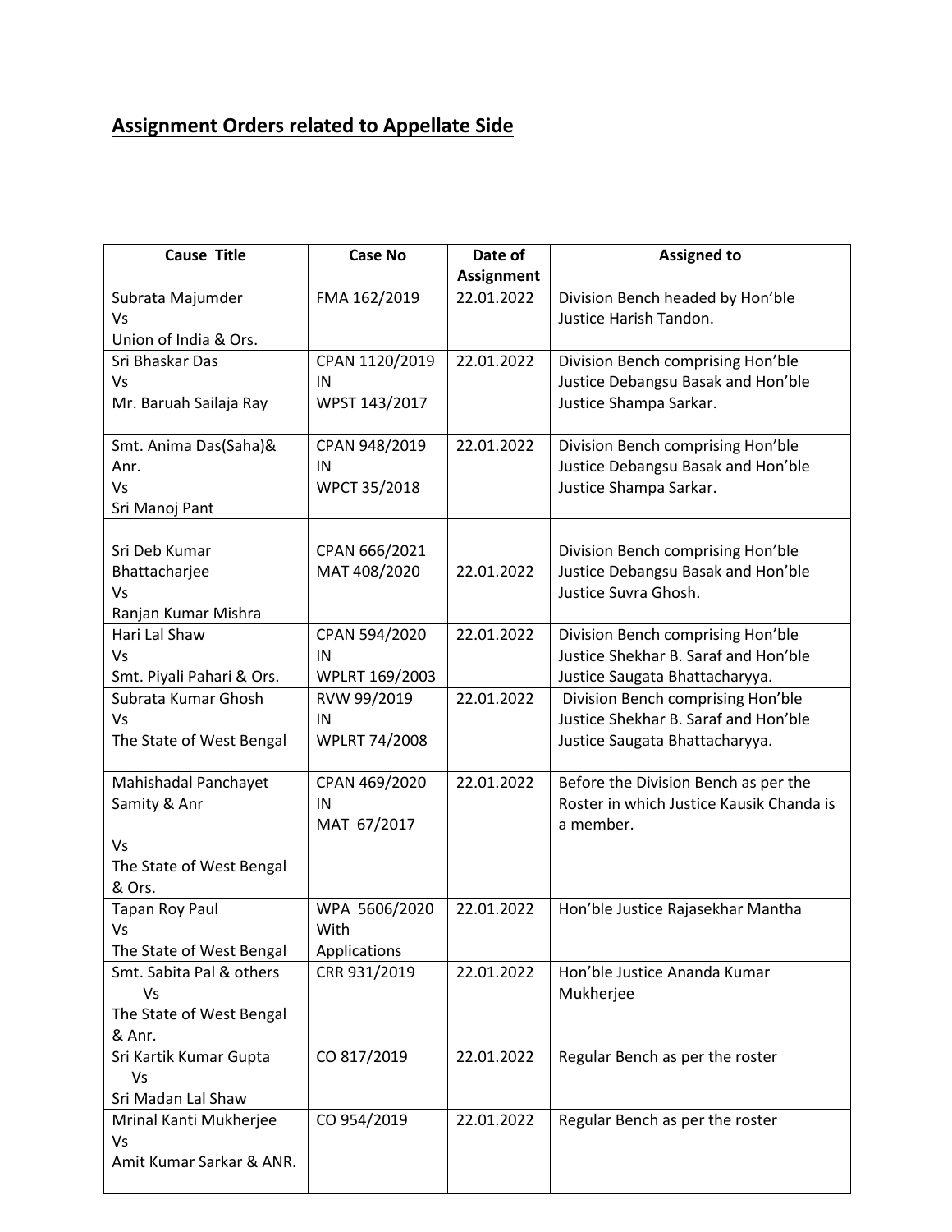## Assignment Orders related to Appellate Side

| Cause Title | Case No | Date of Assignment | Assigned to |
|---|---|---|---|
| Subrata Majumder Vs Union of India & Ors. | FMA 162/2019 | 22.01.2022 | Division Bench headed by Hon'ble Justice Harish Tandon. |
| Sri Bhaskar Das Vs Mr. Baruah Sailaja Ray | CPAN 1120/2019 IN WPST 143/2017 | 22.01.2022 | Division Bench comprising Hon'ble Justice Debangsu Basak and Hon'ble Justice Shampa Sarkar. |
| Smt. Anima Das(Saha)& Anr. Vs Sri Manoj Pant | CPAN 948/2019 IN WPCT 35/2018 | 22.01.2022 | Division Bench comprising Hon'ble Justice Debangsu Basak and Hon'ble Justice Shampa Sarkar. |
| Sri Deb Kumar Bhattacharjee Vs Ranjan Kumar Mishra | CPAN 666/2021 MAT 408/2020 | 22.01.2022 | Division Bench comprising Hon'ble Justice Debangsu Basak and Hon'ble Justice Suvra Ghosh. |
| Hari Lal Shaw Vs Smt. Piyali Pahari & Ors. | CPAN 594/2020 IN WPLRT 169/2003 | 22.01.2022 | Division Bench comprising Hon'ble Justice Shekhar B. Saraf and Hon'ble Justice Saugata Bhattacharyya. |
| Subrata Kumar Ghosh Vs The State of West Bengal | RVW 99/2019 IN WPLRT 74/2008 | 22.01.2022 | Division Bench comprising Hon'ble Justice Shekhar B. Saraf and Hon'ble Justice Saugata Bhattacharyya. |
| Mahishadal Panchayet Samity & Anr Vs The State of West Bengal & Ors. | CPAN 469/2020 IN MAT 67/2017 | 22.01.2022 | Before the Division Bench as per the Roster in which Justice Kausik Chanda is a member. |
| Tapan Roy Paul Vs The State of West Bengal | WPA 5606/2020 With Applications | 22.01.2022 | Hon'ble Justice Rajasekhar Mantha |
| Smt. Sabita Pal & others Vs The State of West Bengal & Anr. | CRR 931/2019 | 22.01.2022 | Hon'ble Justice Ananda Kumar Mukherjee |
| Sri Kartik Kumar Gupta Vs Sri Madan Lal Shaw | CO 817/2019 | 22.01.2022 | Regular Bench as per the roster |
| Mrinal Kanti Mukherjee Vs Amit Kumar Sarkar & ANR. | CO 954/2019 | 22.01.2022 | Regular Bench as per the roster |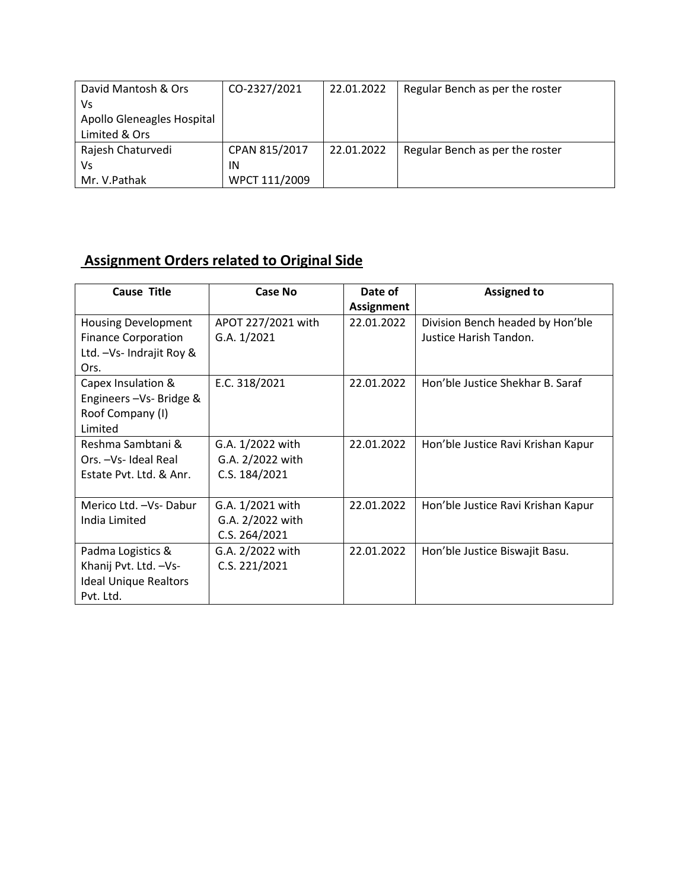| | | | |
|---|---|---|---|
| David Mantosh & Ors Vs Apollo Gleneagles Hospital Limited & Ors | CO-2327/2021 | 22.01.2022 | Regular Bench as per the roster |
| Rajesh Chaturvedi Vs Mr. V.Pathak | CPAN 815/2017 IN WPCT 111/2009 | 22.01.2022 | Regular Bench as per the roster |

## **Assignment Orders related to Original Side**

| Cause Title | Case No | Date of Assignment | Assigned to |
|---|---|---|---|
| Housing Development Finance Corporation Ltd. –Vs- Indrajit Roy & Ors. | APOT 227/2021 with G.A. 1/2021 | 22.01.2022 | Division Bench headed by Hon'ble Justice Harish Tandon. |
| Capex Insulation & Engineers –Vs- Bridge & Roof Company (I) Limited | E.C. 318/2021 | 22.01.2022 | Hon'ble Justice Shekhar B. Saraf |
| Reshma Sambtani & Ors. –Vs- Ideal Real Estate Pvt. Ltd. & Anr. | G.A. 1/2022 with G.A. 2/2022 with C.S. 184/2021 | 22.01.2022 | Hon'ble Justice Ravi Krishan Kapur |
| Merico Ltd. –Vs- Dabur India Limited | G.A. 1/2021 with G.A. 2/2022 with C.S. 264/2021 | 22.01.2022 | Hon'ble Justice Ravi Krishan Kapur |
| Padma Logistics & Khanij Pvt. Ltd. –Vs- Ideal Unique Realtors Pvt. Ltd. | G.A. 2/2022 with C.S. 221/2021 | 22.01.2022 | Hon'ble Justice Biswajit Basu. |